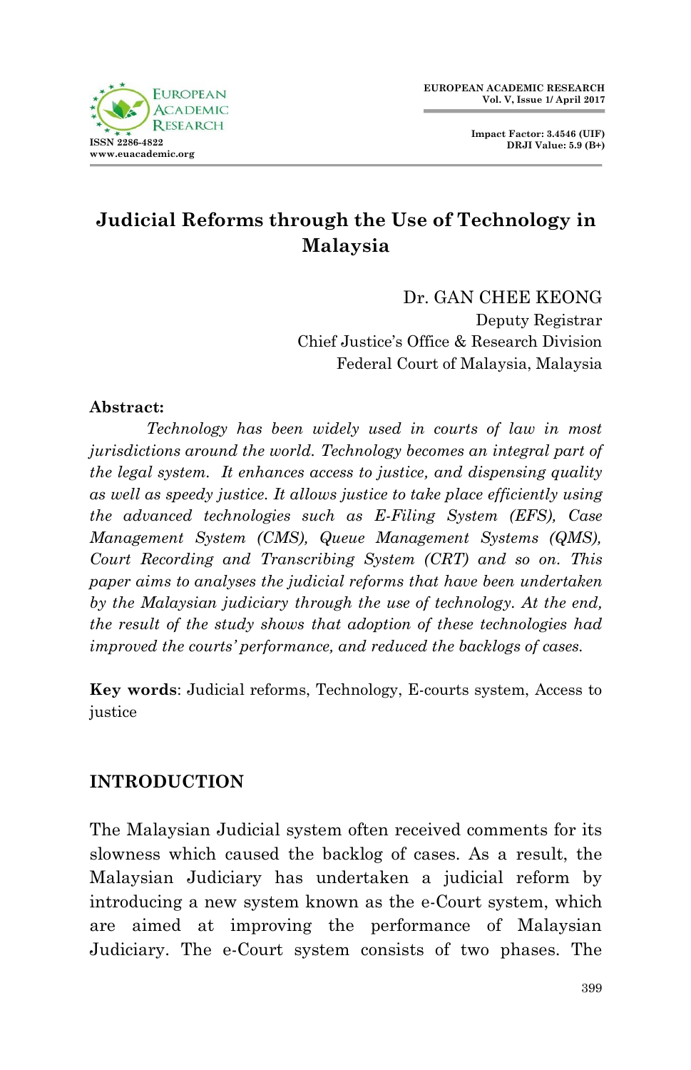# Judicial Reforms through the Use of Technology in Malaysia

Dr. GAN CHEE KEONG
Deputy Registrar
Chief Justice's Office & Research Division
Federal Court of Malaysia, Malaysia

**Abstract:**

*Technology has been widely used in courts of law in most jurisdictions around the world. Technology becomes an integral part of the legal system. It enhances access to justice, and dispensing quality as well as speedy justice. It allows justice to take place efficiently using the advanced technologies such as E-Filing System (EFS), Case Management System (CMS), Queue Management Systems (QMS), Court Recording and Transcribing System (CRT) and so on. This paper aims to analyses the judicial reforms that have been undertaken by the Malaysian judiciary through the use of technology. At the end, the result of the study shows that adoption of these technologies had improved the courts' performance, and reduced the backlogs of cases.*

**Key words**: Judicial reforms, Technology, E-courts system, Access to justice

## INTRODUCTION

The Malaysian Judicial system often received comments for its slowness which caused the backlog of cases. As a result, the Malaysian Judiciary has undertaken a judicial reform by introducing a new system known as the e-Court system, which are aimed at improving the performance of Malaysian Judiciary. The e-Court system consists of two phases. The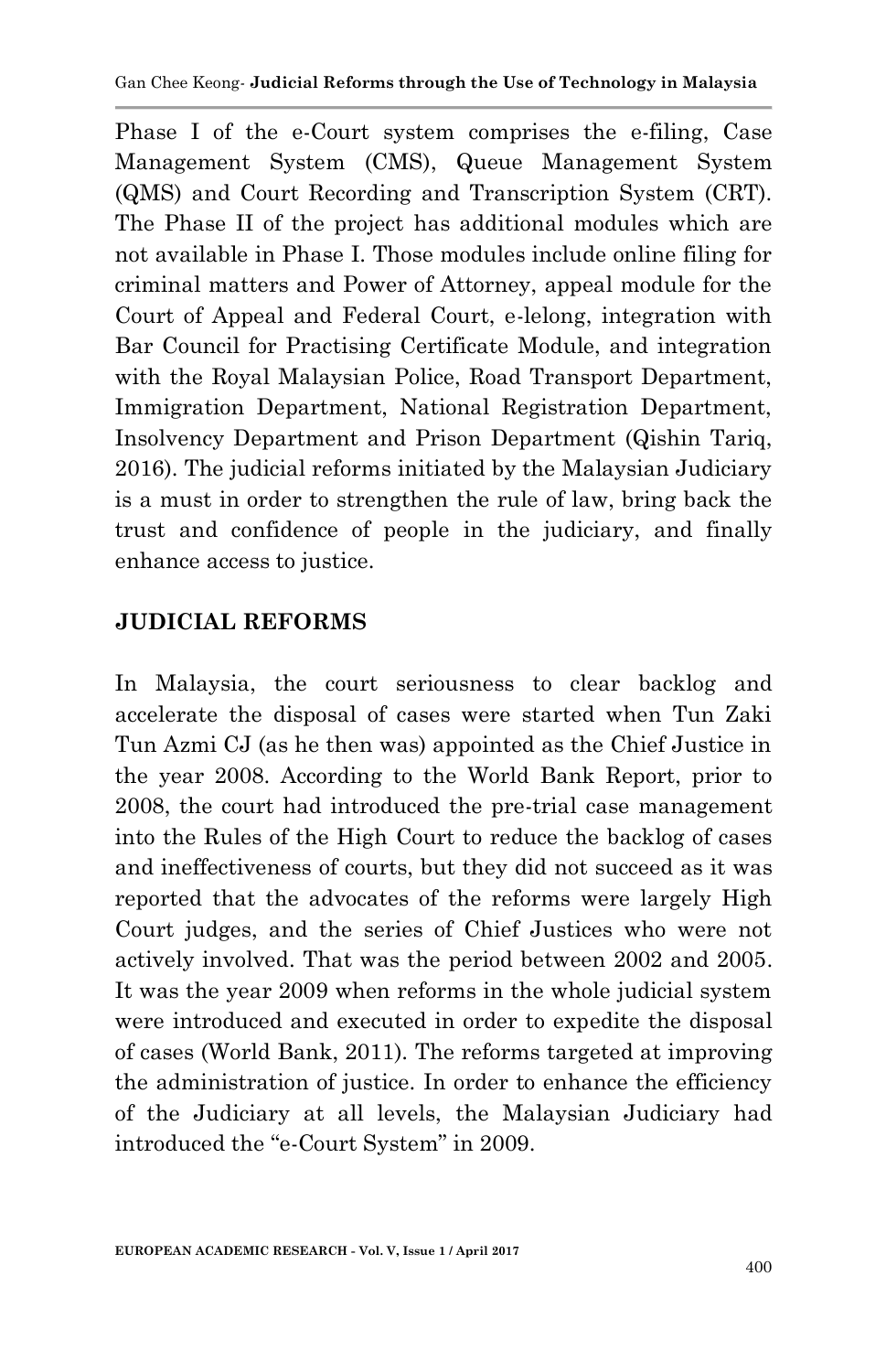Phase I of the e-Court system comprises the e-filing, Case Management System (CMS), Queue Management System (QMS) and Court Recording and Transcription System (CRT). The Phase II of the project has additional modules which are not available in Phase I. Those modules include online filing for criminal matters and Power of Attorney, appeal module for the Court of Appeal and Federal Court, e-lelong, integration with Bar Council for Practising Certificate Module, and integration with the Royal Malaysian Police, Road Transport Department, Immigration Department, National Registration Department, Insolvency Department and Prison Department (Qishin Tariq, 2016). The judicial reforms initiated by the Malaysian Judiciary is a must in order to strengthen the rule of law, bring back the trust and confidence of people in the judiciary, and finally enhance access to justice.

## JUDICIAL REFORMS

In Malaysia, the court seriousness to clear backlog and accelerate the disposal of cases were started when Tun Zaki Tun Azmi CJ (as he then was) appointed as the Chief Justice in the year 2008. According to the World Bank Report, prior to 2008, the court had introduced the pre-trial case management into the Rules of the High Court to reduce the backlog of cases and ineffectiveness of courts, but they did not succeed as it was reported that the advocates of the reforms were largely High Court judges, and the series of Chief Justices who were not actively involved. That was the period between 2002 and 2005. It was the year 2009 when reforms in the whole judicial system were introduced and executed in order to expedite the disposal of cases (World Bank, 2011). The reforms targeted at improving the administration of justice. In order to enhance the efficiency of the Judiciary at all levels, the Malaysian Judiciary had introduced the "e-Court System" in 2009.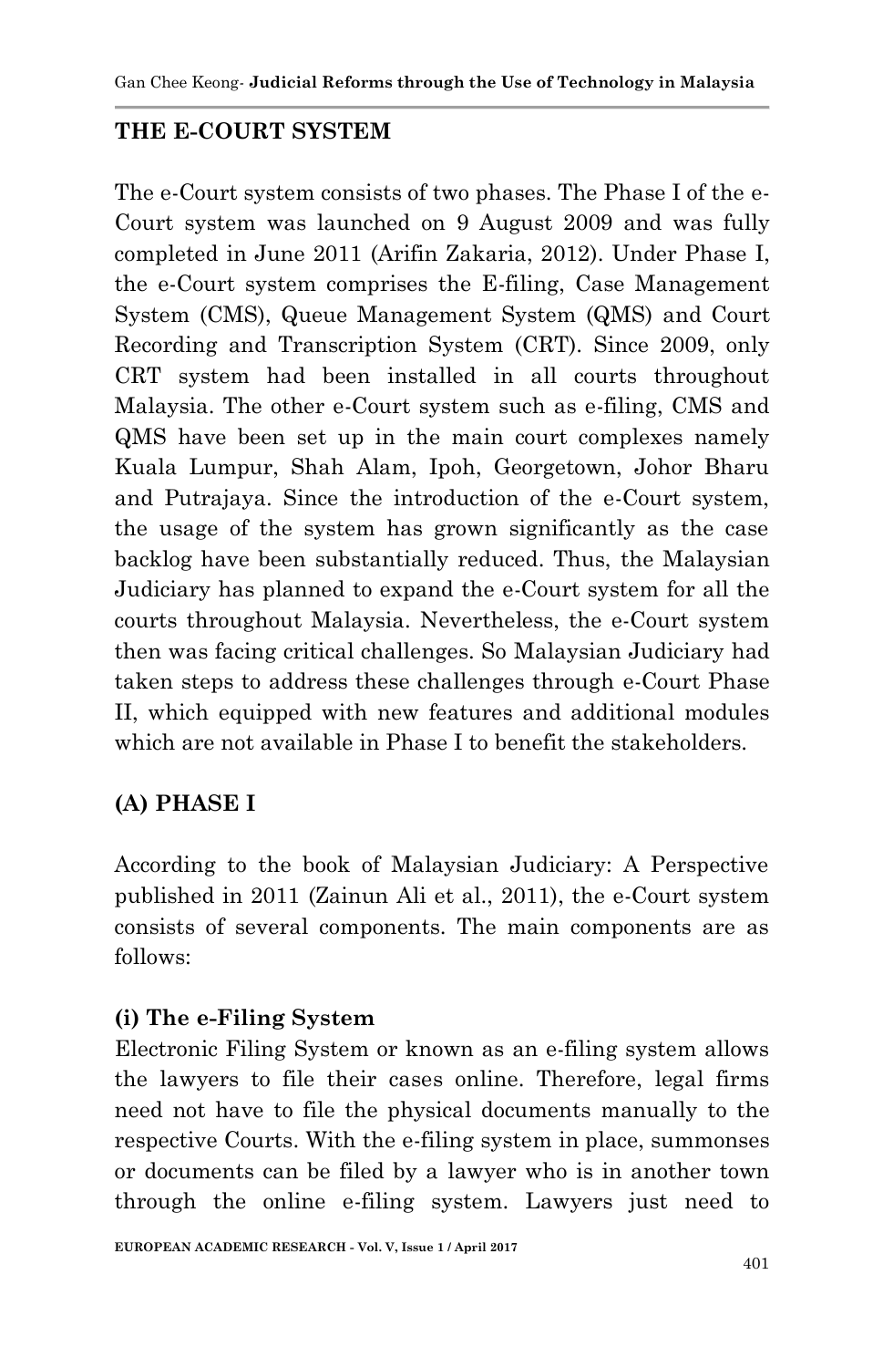## THE E-COURT SYSTEM

The e-Court system consists of two phases. The Phase I of the e-Court system was launched on 9 August 2009 and was fully completed in June 2011 (Arifin Zakaria, 2012). Under Phase I, the e-Court system comprises the E-filing, Case Management System (CMS), Queue Management System (QMS) and Court Recording and Transcription System (CRT). Since 2009, only CRT system had been installed in all courts throughout Malaysia. The other e-Court system such as e-filing, CMS and QMS have been set up in the main court complexes namely Kuala Lumpur, Shah Alam, Ipoh, Georgetown, Johor Bharu and Putrajaya. Since the introduction of the e-Court system, the usage of the system has grown significantly as the case backlog have been substantially reduced. Thus, the Malaysian Judiciary has planned to expand the e-Court system for all the courts throughout Malaysia. Nevertheless, the e-Court system then was facing critical challenges. So Malaysian Judiciary had taken steps to address these challenges through e-Court Phase II, which equipped with new features and additional modules which are not available in Phase I to benefit the stakeholders.

### (A) PHASE I

According to the book of Malaysian Judiciary: A Perspective published in 2011 (Zainun Ali et al., 2011), the e-Court system consists of several components. The main components are as follows:

#### (i) The e-Filing System

Electronic Filing System or known as an e-filing system allows the lawyers to file their cases online. Therefore, legal firms need not have to file the physical documents manually to the respective Courts. With the e-filing system in place, summonses or documents can be filed by a lawyer who is in another town through the online e-filing system. Lawyers just need to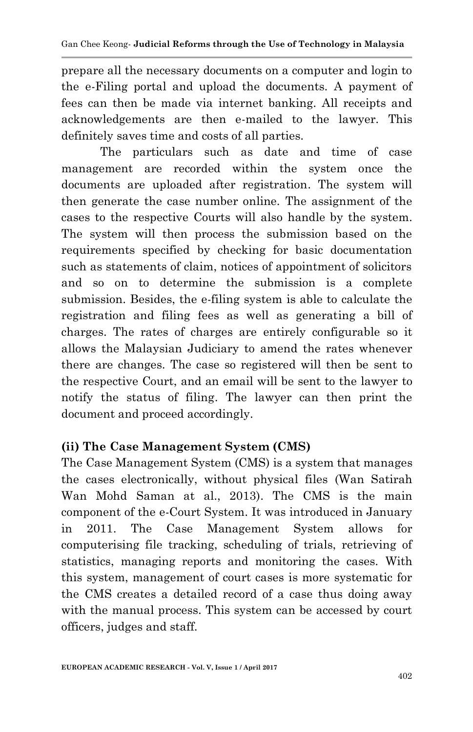prepare all the necessary documents on a computer and login to the e-Filing portal and upload the documents. A payment of fees can then be made via internet banking. All receipts and acknowledgements are then e-mailed to the lawyer. This definitely saves time and costs of all parties.

The particulars such as date and time of case management are recorded within the system once the documents are uploaded after registration. The system will then generate the case number online. The assignment of the cases to the respective Courts will also handle by the system. The system will then process the submission based on the requirements specified by checking for basic documentation such as statements of claim, notices of appointment of solicitors and so on to determine the submission is a complete submission. Besides, the e-filing system is able to calculate the registration and filing fees as well as generating a bill of charges. The rates of charges are entirely configurable so it allows the Malaysian Judiciary to amend the rates whenever there are changes. The case so registered will then be sent to the respective Court, and an email will be sent to the lawyer to notify the status of filing. The lawyer can then print the document and proceed accordingly.

**(ii) The Case Management System (CMS)**

The Case Management System (CMS) is a system that manages the cases electronically, without physical files (Wan Satirah Wan Mohd Saman at al., 2013). The CMS is the main component of the e-Court System. It was introduced in January in 2011. The Case Management System allows for computerising file tracking, scheduling of trials, retrieving of statistics, managing reports and monitoring the cases. With this system, management of court cases is more systematic for the CMS creates a detailed record of a case thus doing away with the manual process. This system can be accessed by court officers, judges and staff.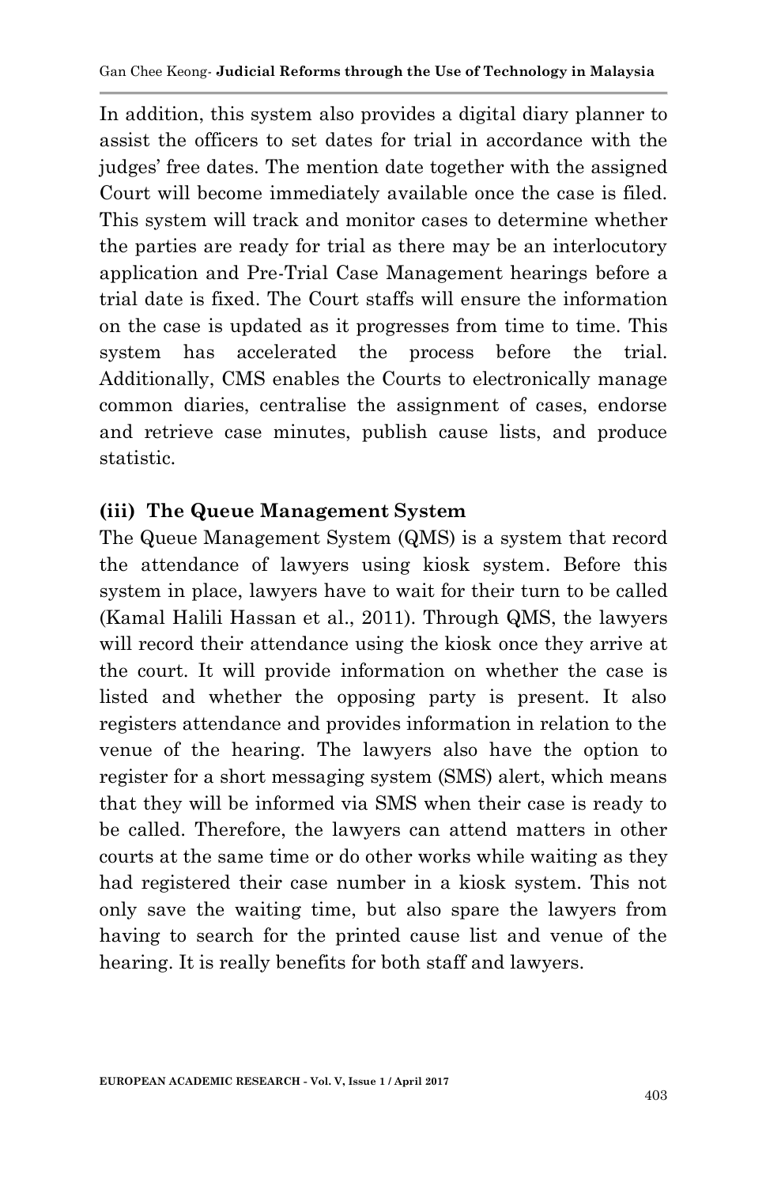In addition, this system also provides a digital diary planner to assist the officers to set dates for trial in accordance with the judges' free dates. The mention date together with the assigned Court will become immediately available once the case is filed. This system will track and monitor cases to determine whether the parties are ready for trial as there may be an interlocutory application and Pre-Trial Case Management hearings before a trial date is fixed. The Court staffs will ensure the information on the case is updated as it progresses from time to time. This system has accelerated the process before the trial. Additionally, CMS enables the Courts to electronically manage common diaries, centralise the assignment of cases, endorse and retrieve case minutes, publish cause lists, and produce statistic.

### (iii) The Queue Management System

The Queue Management System (QMS) is a system that record the attendance of lawyers using kiosk system. Before this system in place, lawyers have to wait for their turn to be called (Kamal Halili Hassan et al., 2011). Through QMS, the lawyers will record their attendance using the kiosk once they arrive at the court. It will provide information on whether the case is listed and whether the opposing party is present. It also registers attendance and provides information in relation to the venue of the hearing. The lawyers also have the option to register for a short messaging system (SMS) alert, which means that they will be informed via SMS when their case is ready to be called. Therefore, the lawyers can attend matters in other courts at the same time or do other works while waiting as they had registered their case number in a kiosk system. This not only save the waiting time, but also spare the lawyers from having to search for the printed cause list and venue of the hearing. It is really benefits for both staff and lawyers.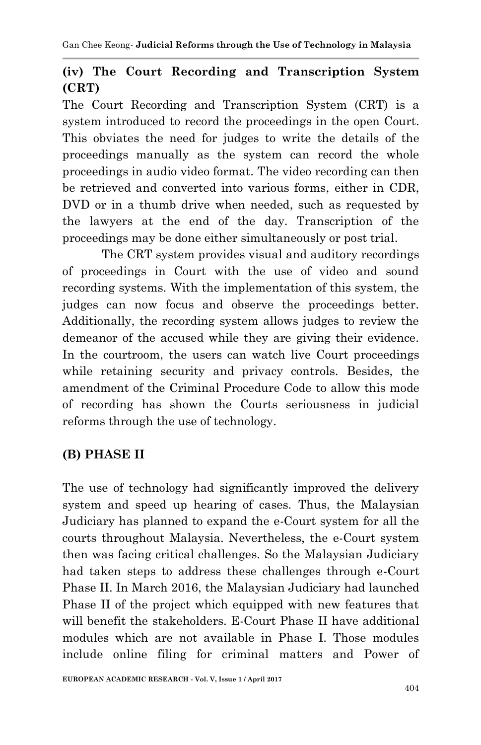### (iv) The Court Recording and Transcription System (CRT)

The Court Recording and Transcription System (CRT) is a system introduced to record the proceedings in the open Court. This obviates the need for judges to write the details of the proceedings manually as the system can record the whole proceedings in audio video format. The video recording can then be retrieved and converted into various forms, either in CDR, DVD or in a thumb drive when needed, such as requested by the lawyers at the end of the day. Transcription of the proceedings may be done either simultaneously or post trial.

The CRT system provides visual and auditory recordings of proceedings in Court with the use of video and sound recording systems. With the implementation of this system, the judges can now focus and observe the proceedings better. Additionally, the recording system allows judges to review the demeanor of the accused while they are giving their evidence. In the courtroom, the users can watch live Court proceedings while retaining security and privacy controls. Besides, the amendment of the Criminal Procedure Code to allow this mode of recording has shown the Courts seriousness in judicial reforms through the use of technology.

## (B) PHASE II

The use of technology had significantly improved the delivery system and speed up hearing of cases. Thus, the Malaysian Judiciary has planned to expand the e-Court system for all the courts throughout Malaysia. Nevertheless, the e-Court system then was facing critical challenges. So the Malaysian Judiciary had taken steps to address these challenges through e-Court Phase II. In March 2016, the Malaysian Judiciary had launched Phase II of the project which equipped with new features that will benefit the stakeholders. E-Court Phase II have additional modules which are not available in Phase I. Those modules include online filing for criminal matters and Power of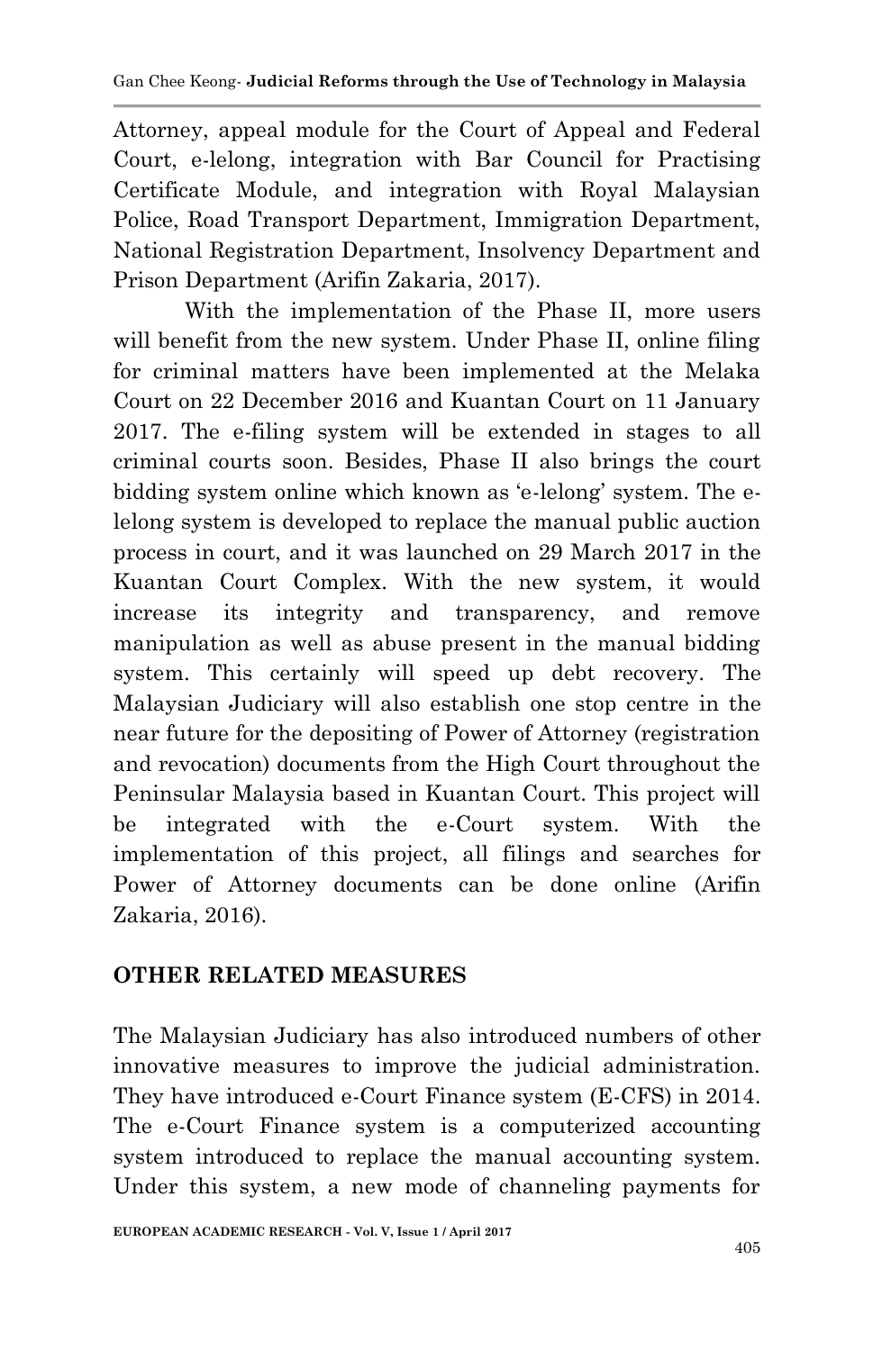Attorney, appeal module for the Court of Appeal and Federal Court, e-lelong, integration with Bar Council for Practising Certificate Module, and integration with Royal Malaysian Police, Road Transport Department, Immigration Department, National Registration Department, Insolvency Department and Prison Department (Arifin Zakaria, 2017).

With the implementation of the Phase II, more users will benefit from the new system. Under Phase II, online filing for criminal matters have been implemented at the Melaka Court on 22 December 2016 and Kuantan Court on 11 January 2017. The e-filing system will be extended in stages to all criminal courts soon. Besides, Phase II also brings the court bidding system online which known as 'e-lelong' system. The e-lelong system is developed to replace the manual public auction process in court, and it was launched on 29 March 2017 in the Kuantan Court Complex. With the new system, it would increase its integrity and transparency, and remove manipulation as well as abuse present in the manual bidding system. This certainly will speed up debt recovery. The Malaysian Judiciary will also establish one stop centre in the near future for the depositing of Power of Attorney (registration and revocation) documents from the High Court throughout the Peninsular Malaysia based in Kuantan Court. This project will be integrated with the e-Court system. With the implementation of this project, all filings and searches for Power of Attorney documents can be done online (Arifin Zakaria, 2016).

## OTHER RELATED MEASURES

The Malaysian Judiciary has also introduced numbers of other innovative measures to improve the judicial administration. They have introduced e-Court Finance system (E-CFS) in 2014. The e-Court Finance system is a computerized accounting system introduced to replace the manual accounting system. Under this system, a new mode of channeling payments for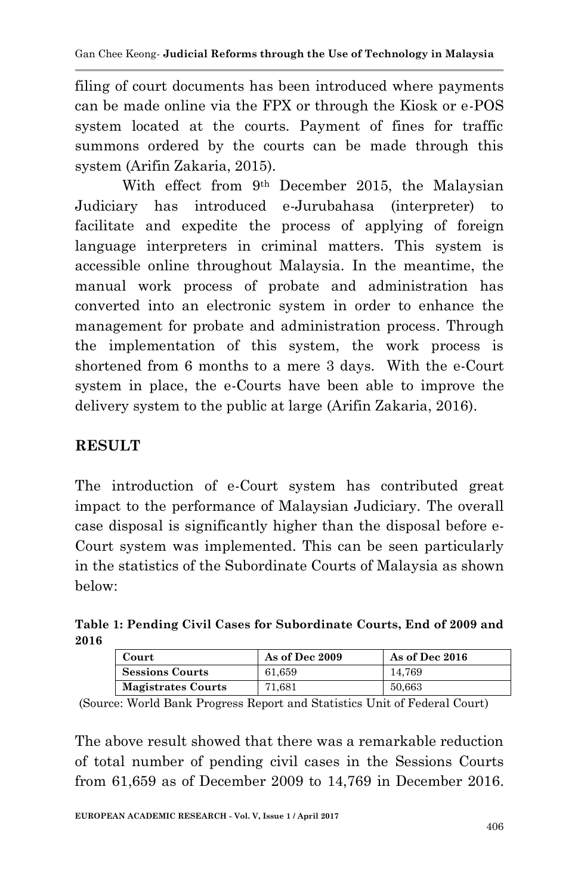filing of court documents has been introduced where payments can be made online via the FPX or through the Kiosk or e-POS system located at the courts. Payment of fines for traffic summons ordered by the courts can be made through this system (Arifin Zakaria, 2015).

With effect from 9th December 2015, the Malaysian Judiciary has introduced e-Jurubahasa (interpreter) to facilitate and expedite the process of applying of foreign language interpreters in criminal matters. This system is accessible online throughout Malaysia. In the meantime, the manual work process of probate and administration has converted into an electronic system in order to enhance the management for probate and administration process. Through the implementation of this system, the work process is shortened from 6 months to a mere 3 days. With the e-Court system in place, the e-Courts have been able to improve the delivery system to the public at large (Arifin Zakaria, 2016).

## RESULT

The introduction of e-Court system has contributed great impact to the performance of Malaysian Judiciary. The overall case disposal is significantly higher than the disposal before e-Court system was implemented. This can be seen particularly in the statistics of the Subordinate Courts of Malaysia as shown below:

**Table 1: Pending Civil Cases for Subordinate Courts, End of 2009 and 2016**

| Court | As of Dec 2009 | As of Dec 2016 |
|---|---|---|
| **Sessions Courts** | 61,659 | 14,769 |
| **Magistrates Courts** | 71,681 | 50,663 |

(Source: World Bank Progress Report and Statistics Unit of Federal Court)

The above result showed that there was a remarkable reduction of total number of pending civil cases in the Sessions Courts from 61,659 as of December 2009 to 14,769 in December 2016.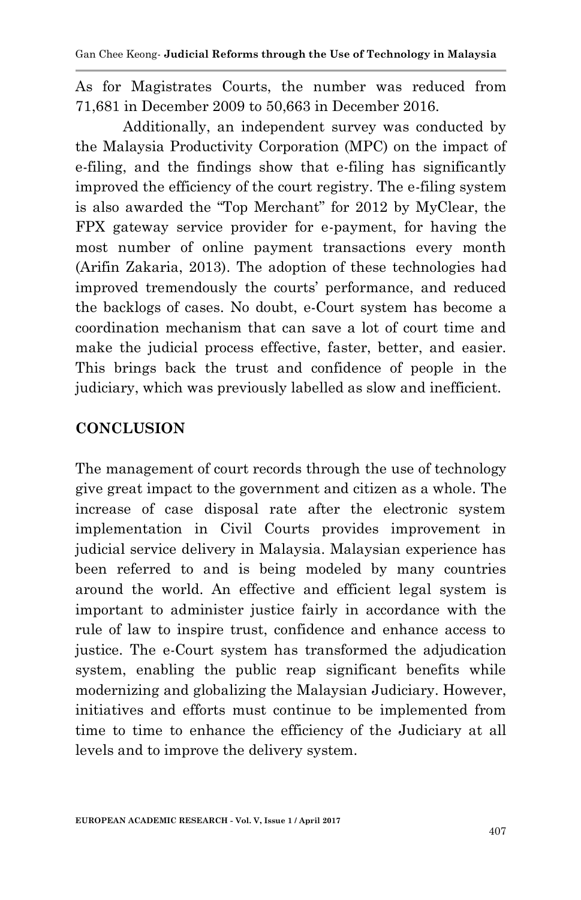As for Magistrates Courts, the number was reduced from 71,681 in December 2009 to 50,663 in December 2016.

Additionally, an independent survey was conducted by the Malaysia Productivity Corporation (MPC) on the impact of e-filing, and the findings show that e-filing has significantly improved the efficiency of the court registry. The e-filing system is also awarded the "Top Merchant" for 2012 by MyClear, the FPX gateway service provider for e-payment, for having the most number of online payment transactions every month (Arifin Zakaria, 2013). The adoption of these technologies had improved tremendously the courts' performance, and reduced the backlogs of cases. No doubt, e-Court system has become a coordination mechanism that can save a lot of court time and make the judicial process effective, faster, better, and easier. This brings back the trust and confidence of people in the judiciary, which was previously labelled as slow and inefficient.

## CONCLUSION

The management of court records through the use of technology give great impact to the government and citizen as a whole. The increase of case disposal rate after the electronic system implementation in Civil Courts provides improvement in judicial service delivery in Malaysia. Malaysian experience has been referred to and is being modeled by many countries around the world. An effective and efficient legal system is important to administer justice fairly in accordance with the rule of law to inspire trust, confidence and enhance access to justice. The e-Court system has transformed the adjudication system, enabling the public reap significant benefits while modernizing and globalizing the Malaysian Judiciary. However, initiatives and efforts must continue to be implemented from time to time to enhance the efficiency of the Judiciary at all levels and to improve the delivery system.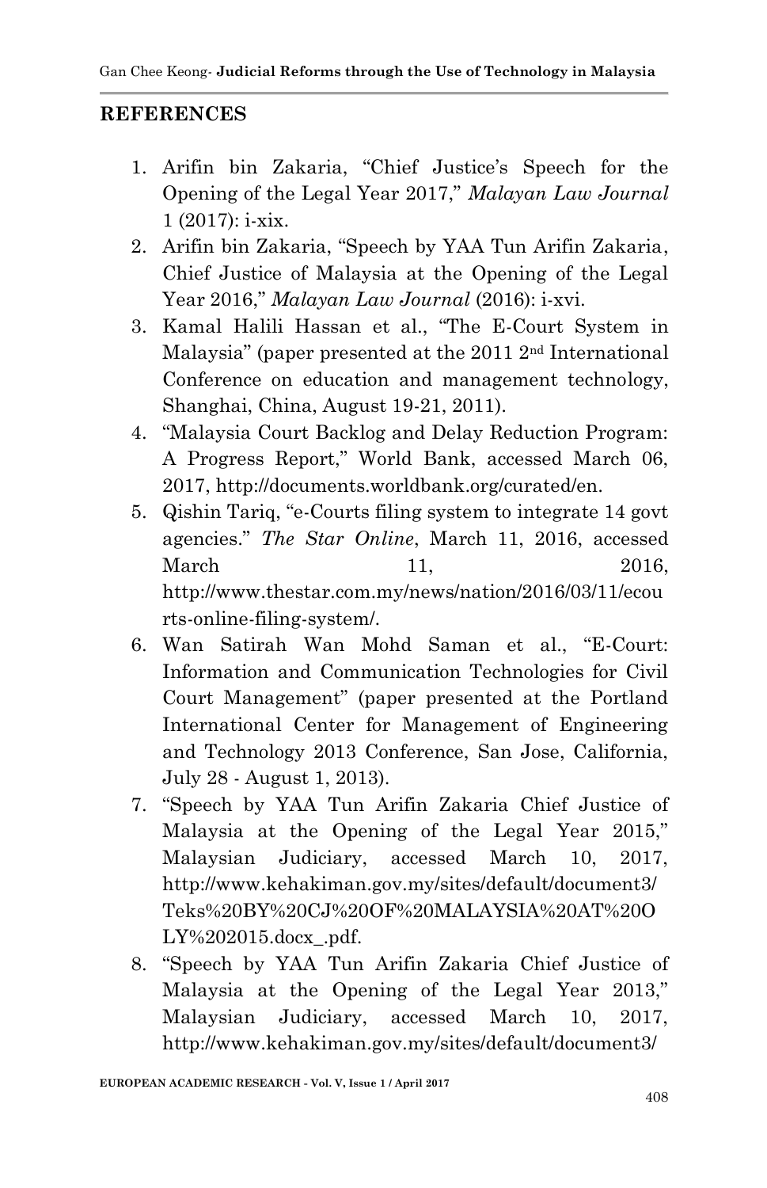## REFERENCES

1. Arifin bin Zakaria, "Chief Justice's Speech for the Opening of the Legal Year 2017," *Malayan Law Journal* 1 (2017): i-xix.
2. Arifin bin Zakaria, "Speech by YAA Tun Arifin Zakaria, Chief Justice of Malaysia at the Opening of the Legal Year 2016," *Malayan Law Journal* (2016): i-xvi.
3. Kamal Halili Hassan et al., "The E-Court System in Malaysia" (paper presented at the 2011 2nd International Conference on education and management technology, Shanghai, China, August 19-21, 2011).
4. "Malaysia Court Backlog and Delay Reduction Program: A Progress Report," World Bank, accessed March 06, 2017, http://documents.worldbank.org/curated/en.
5. Qishin Tariq, "e-Courts filing system to integrate 14 govt agencies." *The Star Online*, March 11, 2016, accessed March 11, 2016, http://www.thestar.com.my/news/nation/2016/03/11/ecourts-online-filing-system/.
6. Wan Satirah Wan Mohd Saman et al., "E-Court: Information and Communication Technologies for Civil Court Management" (paper presented at the Portland International Center for Management of Engineering and Technology 2013 Conference, San Jose, California, July 28 - August 1, 2013).
7. "Speech by YAA Tun Arifin Zakaria Chief Justice of Malaysia at the Opening of the Legal Year 2015," Malaysian Judiciary, accessed March 10, 2017, http://www.kehakiman.gov.my/sites/default/document3/Teks%20BY%20CJ%20OF%20MALAYSIA%20AT%20OLY%202015.docx_.pdf.
8. "Speech by YAA Tun Arifin Zakaria Chief Justice of Malaysia at the Opening of the Legal Year 2013," Malaysian Judiciary, accessed March 10, 2017, http://www.kehakiman.gov.my/sites/default/document3/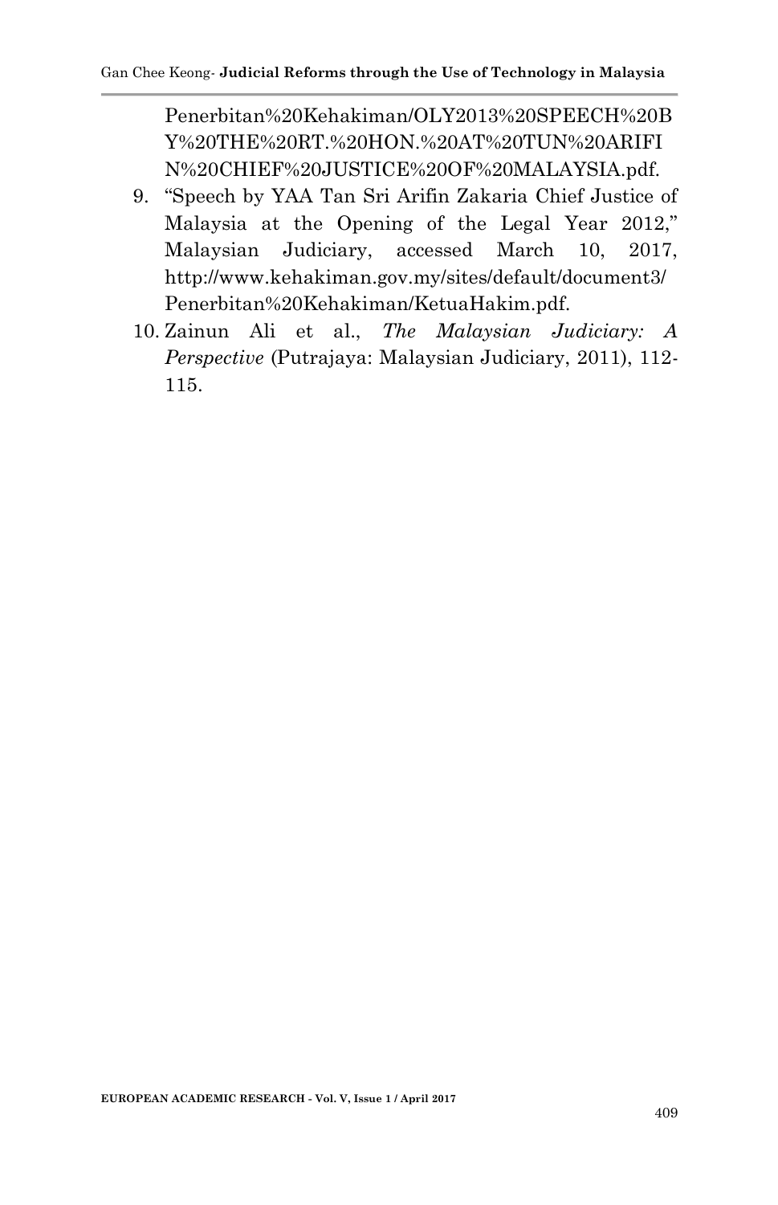Penerbitan%20Kehakiman/OLY2013%20SPEECH%20BY%20THE%20RT.%20HON.%20AT%20TUN%20ARIFIN%20CHIEF%20JUSTICE%20OF%20MALAYSIA.pdf.

9. "Speech by YAA Tan Sri Arifin Zakaria Chief Justice of Malaysia at the Opening of the Legal Year 2012," Malaysian Judiciary, accessed March 10, 2017, http://www.kehakiman.gov.my/sites/default/document3/Penerbitan%20Kehakiman/KetuaHakim.pdf.
10. Zainun Ali et al., *The Malaysian Judiciary: A Perspective* (Putrajaya: Malaysian Judiciary, 2011), 112-115.